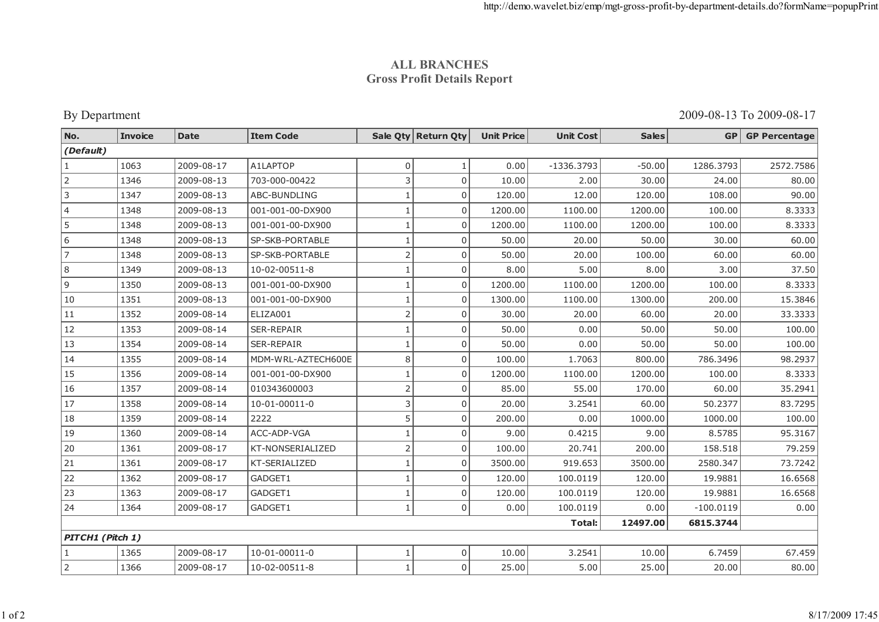# ALL BRANCHES
## Gross Profit Details Report

By Department

2009-08-13 To 2009-08-17

| No. | Invoice | Date | Item Code | Sale Qty | Return Qty | Unit Price | Unit Cost | Sales | GP | GP Percentage |
|---|---|---|---|---|---|---|---|---|---|---|
| ***(Default)*** | | | | | | | | | | |
| 1 | 1063 | 2009-08-17 | A1LAPTOP | 0 | 1 | 0.00 | -1336.3793 | -50.00 | 1286.3793 | 2572.7586 |
| 2 | 1346 | 2009-08-13 | 703-000-00422 | 3 | 0 | 10.00 | 2.00 | 30.00 | 24.00 | 80.00 |
| 3 | 1347 | 2009-08-13 | ABC-BUNDLING | 1 | 0 | 120.00 | 12.00 | 120.00 | 108.00 | 90.00 |
| 4 | 1348 | 2009-08-13 | 001-001-00-DX900 | 1 | 0 | 1200.00 | 1100.00 | 1200.00 | 100.00 | 8.3333 |
| 5 | 1348 | 2009-08-13 | 001-001-00-DX900 | 1 | 0 | 1200.00 | 1100.00 | 1200.00 | 100.00 | 8.3333 |
| 6 | 1348 | 2009-08-13 | SP-SKB-PORTABLE | 1 | 0 | 50.00 | 20.00 | 50.00 | 30.00 | 60.00 |
| 7 | 1348 | 2009-08-13 | SP-SKB-PORTABLE | 2 | 0 | 50.00 | 20.00 | 100.00 | 60.00 | 60.00 |
| 8 | 1349 | 2009-08-13 | 10-02-00511-8 | 1 | 0 | 8.00 | 5.00 | 8.00 | 3.00 | 37.50 |
| 9 | 1350 | 2009-08-13 | 001-001-00-DX900 | 1 | 0 | 1200.00 | 1100.00 | 1200.00 | 100.00 | 8.3333 |
| 10 | 1351 | 2009-08-13 | 001-001-00-DX900 | 1 | 0 | 1300.00 | 1100.00 | 1300.00 | 200.00 | 15.3846 |
| 11 | 1352 | 2009-08-14 | ELIZA001 | 2 | 0 | 30.00 | 20.00 | 60.00 | 20.00 | 33.3333 |
| 12 | 1353 | 2009-08-14 | SER-REPAIR | 1 | 0 | 50.00 | 0.00 | 50.00 | 50.00 | 100.00 |
| 13 | 1354 | 2009-08-14 | SER-REPAIR | 1 | 0 | 50.00 | 0.00 | 50.00 | 50.00 | 100.00 |
| 14 | 1355 | 2009-08-14 | MDM-WRL-AZTECH600E | 8 | 0 | 100.00 | 1.7063 | 800.00 | 786.3496 | 98.2937 |
| 15 | 1356 | 2009-08-14 | 001-001-00-DX900 | 1 | 0 | 1200.00 | 1100.00 | 1200.00 | 100.00 | 8.3333 |
| 16 | 1357 | 2009-08-14 | 010343600003 | 2 | 0 | 85.00 | 55.00 | 170.00 | 60.00 | 35.2941 |
| 17 | 1358 | 2009-08-14 | 10-01-00011-0 | 3 | 0 | 20.00 | 3.2541 | 60.00 | 50.2377 | 83.7295 |
| 18 | 1359 | 2009-08-14 | 2222 | 5 | 0 | 200.00 | 0.00 | 1000.00 | 1000.00 | 100.00 |
| 19 | 1360 | 2009-08-14 | ACC-ADP-VGA | 1 | 0 | 9.00 | 0.4215 | 9.00 | 8.5785 | 95.3167 |
| 20 | 1361 | 2009-08-17 | KT-NONSERIALIZED | 2 | 0 | 100.00 | 20.741 | 200.00 | 158.518 | 79.259 |
| 21 | 1361 | 2009-08-17 | KT-SERIALIZED | 1 | 0 | 3500.00 | 919.653 | 3500.00 | 2580.347 | 73.7242 |
| 22 | 1362 | 2009-08-17 | GADGET1 | 1 | 0 | 120.00 | 100.0119 | 120.00 | 19.9881 | 16.6568 |
| 23 | 1363 | 2009-08-17 | GADGET1 | 1 | 0 | 120.00 | 100.0119 | 120.00 | 19.9881 | 16.6568 |
| 24 | 1364 | 2009-08-17 | GADGET1 | 1 | 0 | 0.00 | 100.0119 | 0.00 | -100.0119 | 0.00 |
| | | | | | | | **Total:** | **12497.00** | **6815.3744** | |
| ***PITCH1 (Pitch 1)*** | | | | | | | | | | |
| 1 | 1365 | 2009-08-17 | 10-01-00011-0 | 1 | 0 | 10.00 | 3.2541 | 10.00 | 6.7459 | 67.459 |
| 2 | 1366 | 2009-08-17 | 10-02-00511-8 | 1 | 0 | 25.00 | 5.00 | 25.00 | 20.00 | 80.00 |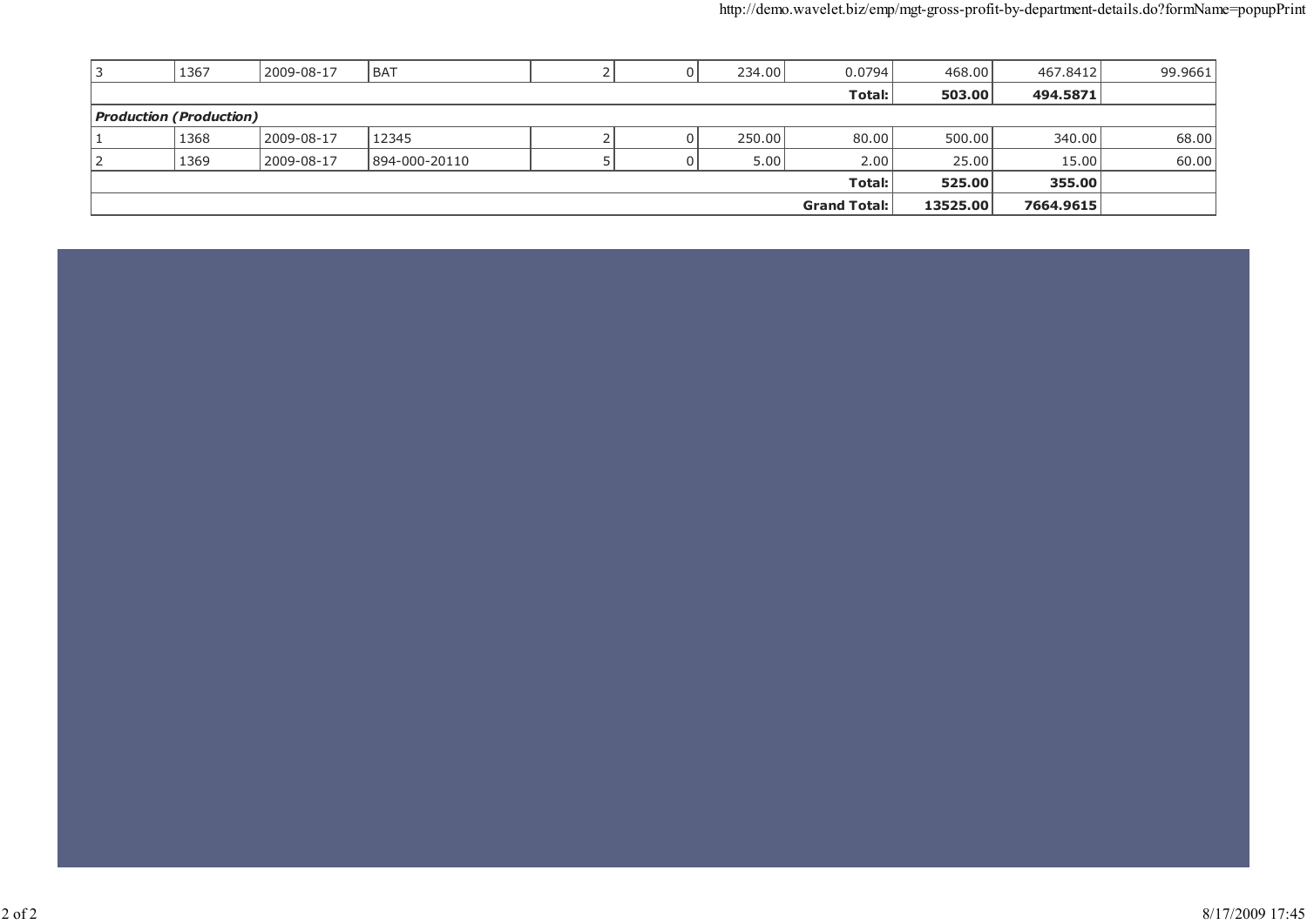| | | | | | | | | | | |
|---|---|---|---|---|---|---|---|---|---|---|
| 3 | 1367 | 2009-08-17 | BAT | 2 | 0 | 234.00 | 0.0794 | 468.00 | 467.8412 | 99.9661 |
| | | | | | | | **Total:** | **503.00** | **494.5871** | |
| ***Production (Production)*** | | | | | | | | | | |
| 1 | 1368 | 2009-08-17 | 12345 | 2 | 0 | 250.00 | 80.00 | 500.00 | 340.00 | 68.00 |
| 2 | 1369 | 2009-08-17 | 894-000-20110 | 5 | 0 | 5.00 | 2.00 | 25.00 | 15.00 | 60.00 |
| | | | | | | | **Total:** | **525.00** | **355.00** | |
| | | | | | | | **Grand Total:** | **13525.00** | **7664.9615** | |